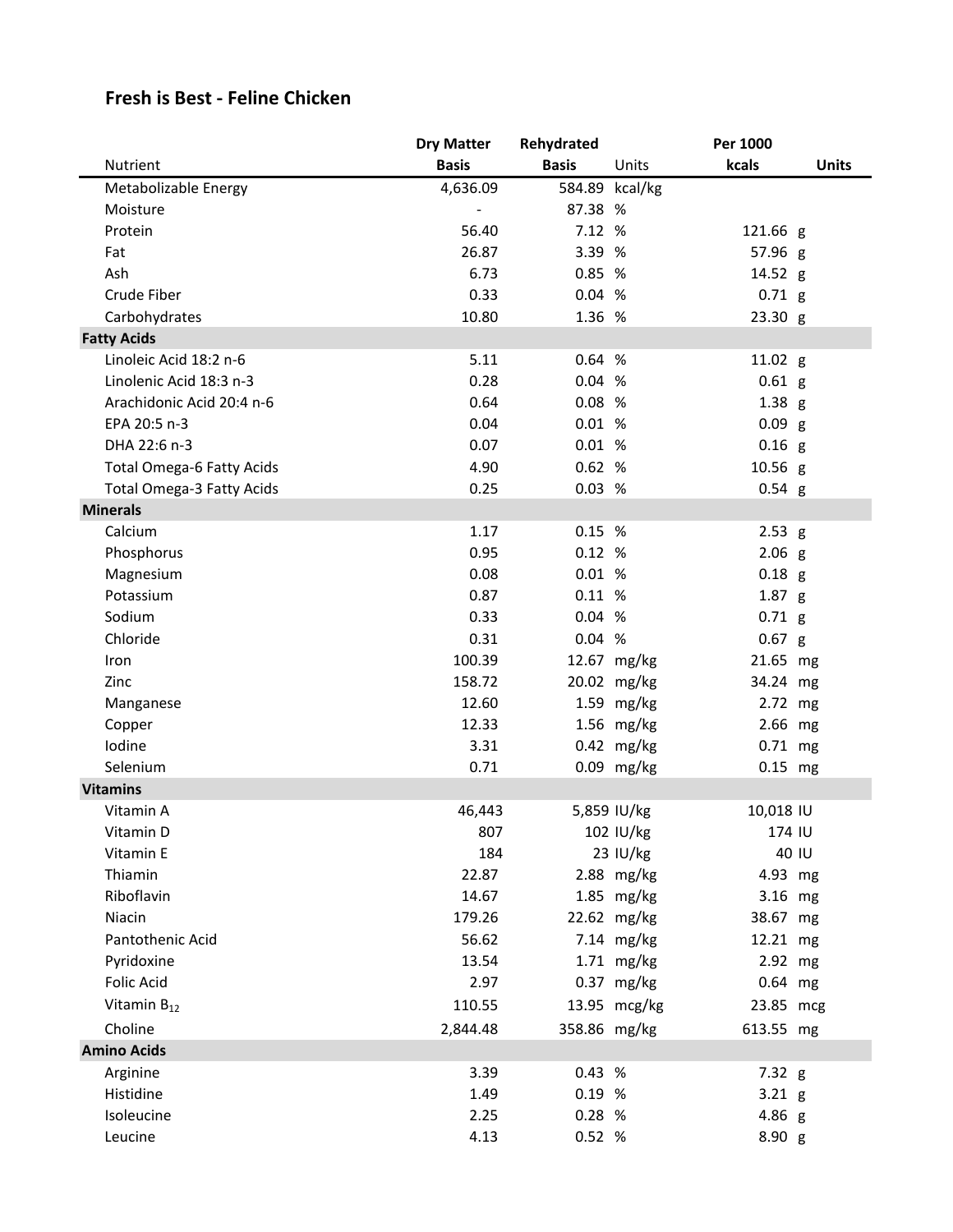# Fresh is Best - Feline Chicken

| Nutrient | Dry Matter Basis | Rehydrated Basis | Units | Per 1000 kcals | Units |
|---|---|---|---|---|---|
| Metabolizable Energy | 4,636.09 | 584.89 | kcal/kg | | |
| Moisture | - | 87.38 | % | | |
| Protein | 56.40 | 7.12 | % | 121.66 | g |
| Fat | 26.87 | 3.39 | % | 57.96 | g |
| Ash | 6.73 | 0.85 | % | 14.52 | g |
| Crude Fiber | 0.33 | 0.04 | % | 0.71 | g |
| Carbohydrates | 10.80 | 1.36 | % | 23.30 | g |
| **Fatty Acids** | | | | | |
| Linoleic Acid 18:2 n-6 | 5.11 | 0.64 | % | 11.02 | g |
| Linolenic Acid 18:3 n-3 | 0.28 | 0.04 | % | 0.61 | g |
| Arachidonic Acid 20:4 n-6 | 0.64 | 0.08 | % | 1.38 | g |
| EPA 20:5 n-3 | 0.04 | 0.01 | % | 0.09 | g |
| DHA 22:6 n-3 | 0.07 | 0.01 | % | 0.16 | g |
| Total Omega-6 Fatty Acids | 4.90 | 0.62 | % | 10.56 | g |
| Total Omega-3 Fatty Acids | 0.25 | 0.03 | % | 0.54 | g |
| **Minerals** | | | | | |
| Calcium | 1.17 | 0.15 | % | 2.53 | g |
| Phosphorus | 0.95 | 0.12 | % | 2.06 | g |
| Magnesium | 0.08 | 0.01 | % | 0.18 | g |
| Potassium | 0.87 | 0.11 | % | 1.87 | g |
| Sodium | 0.33 | 0.04 | % | 0.71 | g |
| Chloride | 0.31 | 0.04 | % | 0.67 | g |
| Iron | 100.39 | 12.67 | mg/kg | 21.65 | mg |
| Zinc | 158.72 | 20.02 | mg/kg | 34.24 | mg |
| Manganese | 12.60 | 1.59 | mg/kg | 2.72 | mg |
| Copper | 12.33 | 1.56 | mg/kg | 2.66 | mg |
| Iodine | 3.31 | 0.42 | mg/kg | 0.71 | mg |
| Selenium | 0.71 | 0.09 | mg/kg | 0.15 | mg |
| **Vitamins** | | | | | |
| Vitamin A | 46,443 | 5,859 | IU/kg | 10,018 | IU |
| Vitamin D | 807 | 102 | IU/kg | 174 | IU |
| Vitamin E | 184 | 23 | IU/kg | 40 | IU |
| Thiamin | 22.87 | 2.88 | mg/kg | 4.93 | mg |
| Riboflavin | 14.67 | 1.85 | mg/kg | 3.16 | mg |
| Niacin | 179.26 | 22.62 | mg/kg | 38.67 | mg |
| Pantothenic Acid | 56.62 | 7.14 | mg/kg | 12.21 | mg |
| Pyridoxine | 13.54 | 1.71 | mg/kg | 2.92 | mg |
| Folic Acid | 2.97 | 0.37 | mg/kg | 0.64 | mg |
| Vitamin $B_{12}$ | 110.55 | 13.95 | mcg/kg | 23.85 | mcg |
| Choline | 2,844.48 | 358.86 | mg/kg | 613.55 | mg |
| **Amino Acids** | | | | | |
| Arginine | 3.39 | 0.43 | % | 7.32 | g |
| Histidine | 1.49 | 0.19 | % | 3.21 | g |
| Isoleucine | 2.25 | 0.28 | % | 4.86 | g |
| Leucine | 4.13 | 0.52 | % | 8.90 | g |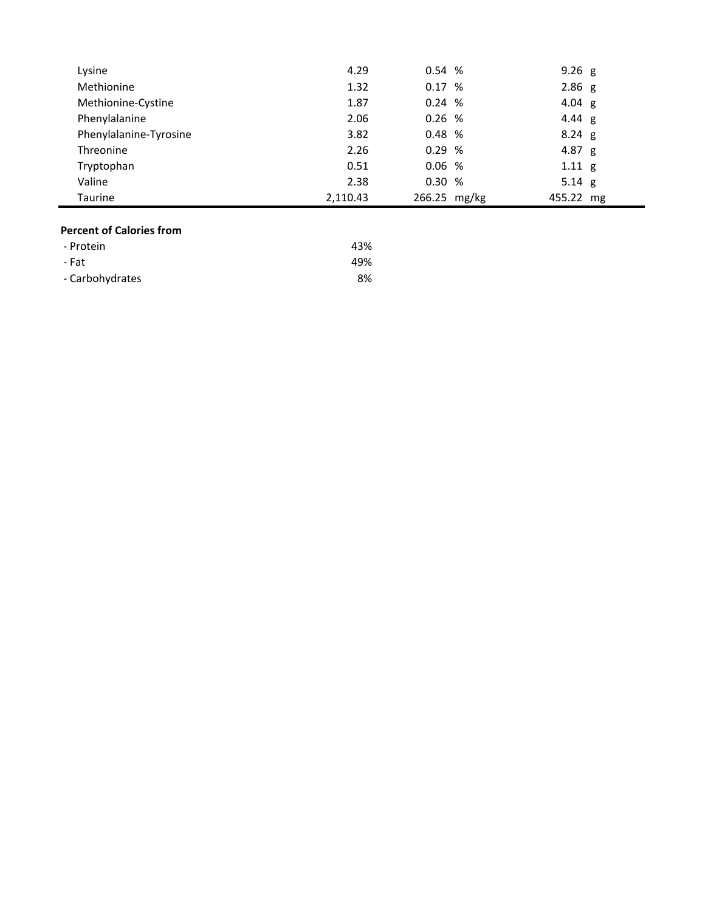| | | | | | | |
|---|---|---|---|---|---|---|
| Lysine | 4.29 | 0.54 | % | 9.26 | g |
| Methionine | 1.32 | 0.17 | % | 2.86 | g |
| Methionine-Cystine | 1.87 | 0.24 | % | 4.04 | g |
| Phenylalanine | 2.06 | 0.26 | % | 4.44 | g |
| Phenylalanine-Tyrosine | 3.82 | 0.48 | % | 8.24 | g |
| Threonine | 2.26 | 0.29 | % | 4.87 | g |
| Tryptophan | 0.51 | 0.06 | % | 1.11 | g |
| Valine | 2.38 | 0.30 | % | 5.14 | g |
| Taurine | 2,110.43 | 266.25 | mg/kg | 455.22 | mg |

**Percent of Calories from**

| | |
|---|---|
| - Protein | 43% |
| - Fat | 49% |
| - Carbohydrates | 8% |